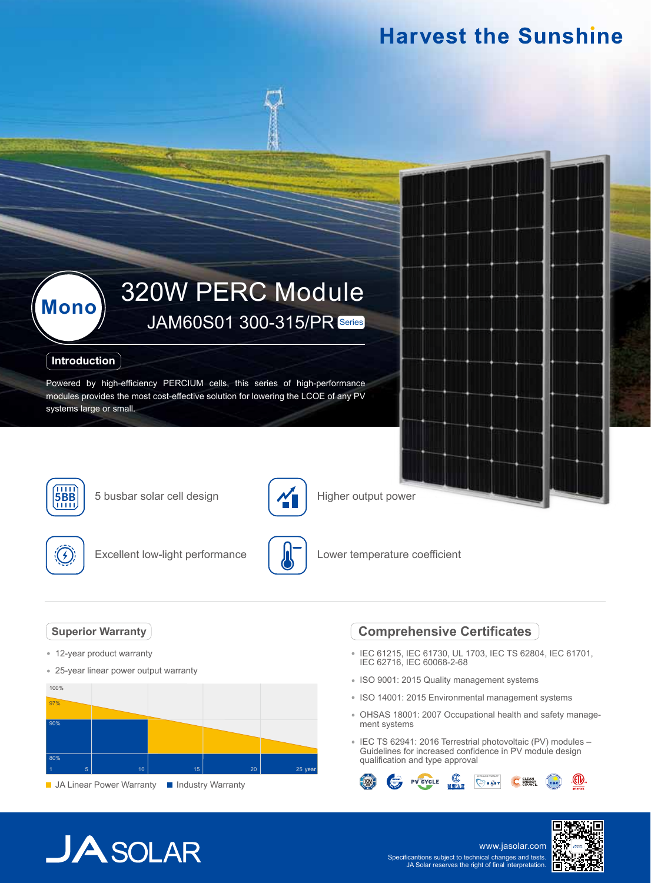# Harvest the Sunshine

## Mono 320W PERC Module

### JAM60S01 300-315/PR Series

**Introduction**

Powered by high-efficiency PERCIUM cells, this series of high-performance modules provides the most cost-effective solution for lowering the LCOE of any PV systems large or small.

- 5 busbar solar cell design
- Higher output power
- Excellent low-light performance
- Lower temperature coefficient

**Superior Warranty**

- 12-year product warranty
- 25-year linear power output warranty

100% 97% 90% 80%

1 5 10 15 20 25 year

JA Linear Power Warranty ■ Industry Warranty

**Comprehensive Certificates**

- IEC 61215, IEC 61730, UL 1703, IEC TS 62804, IEC 61701, IEC 62716, IEC 60068-2-68
- ISO 9001: 2015 Quality management systems
- ISO 14001: 2015 Environmental management systems
- OHSAS 18001: 2007 Occupational health and safety management systems
- IEC TS 62941: 2016 Terrestrial photovoltaic (PV) modules – Guidelines for increased confidence in PV module design qualification and type approval

JA SOLAR

www.jasolar.com

Specificantions subject to technical changes and tests. JA Solar reserves the right of final interpretation.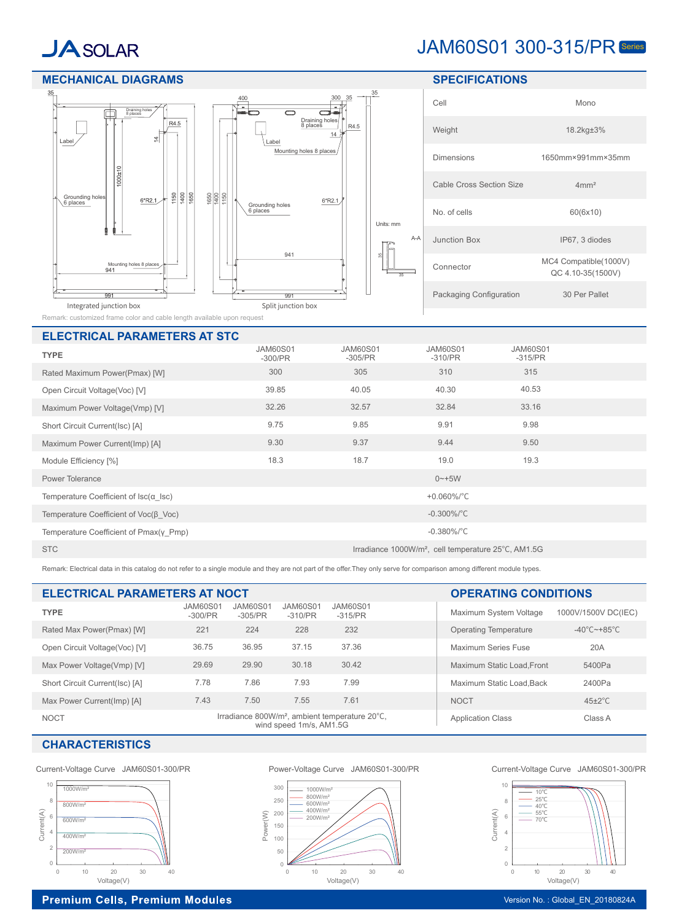# JAM60S01 300-315/PR Series

## MECHANICAL DIAGRAMS

Integrated junction box

Split junction box

Units: mm

Remark: customized frame color and cable length available upon request

## SPECIFICATIONS

| | |
|---|---|
| Cell | Mono |
| Weight | 18.2kg±3% |
| Dimensions | 1650mm×991mm×35mm |
| Cable Cross Section Size | 4mm² |
| No. of cells | 60(6x10) |
| Junction Box | IP67, 3 diodes |
| Connector | MC4 Compatible(1000V) QC 4.10-35(1500V) |
| Packaging Configuration | 30 Per Pallet |

## ELECTRICAL PARAMETERS AT STC

| TYPE | JAM60S01 -300/PR | JAM60S01 -305/PR | JAM60S01 -310/PR | JAM60S01 -315/PR |
|---|---|---|---|---|
| Rated Maximum Power(Pmax) [W] | 300 | 305 | 310 | 315 |
| Open Circuit Voltage(Voc) [V] | 39.85 | 40.05 | 40.30 | 40.53 |
| Maximum Power Voltage(Vmp) [V] | 32.26 | 32.57 | 32.84 | 33.16 |
| Short Circuit Current(Isc) [A] | 9.75 | 9.85 | 9.91 | 9.98 |
| Maximum Power Current(Imp) [A] | 9.30 | 9.37 | 9.44 | 9.50 |
| Module Efficiency [%] | 18.3 | 18.7 | 19.0 | 19.3 |
| Power Tolerance | 0~+5W | | | |
| Temperature Coefficient of Isc(α_Isc) | +0.060%/°C | | | |
| Temperature Coefficient of Voc(β_Voc) | -0.300%/°C | | | |
| Temperature Coefficient of Pmax(γ_Pmp) | -0.380%/°C | | | |
| STC | Irradiance 1000W/m², cell temperature 25°C, AM1.5G | | | |

Remark: Electrical data in this catalog do not refer to a single module and they are not part of the offer.They only serve for comparison among different module types.

## ELECTRICAL PARAMETERS AT NOCT

| TYPE | JAM60S01 -300/PR | JAM60S01 -305/PR | JAM60S01 -310/PR | JAM60S01 -315/PR |
|---|---|---|---|---|
| Rated Max Power(Pmax) [W] | 221 | 224 | 228 | 232 |
| Open Circuit Voltage(Voc) [V] | 36.75 | 36.95 | 37.15 | 37.36 |
| Max Power Voltage(Vmp) [V] | 29.69 | 29.90 | 30.18 | 30.42 |
| Short Circuit Current(Isc) [A] | 7.78 | 7.86 | 7.93 | 7.99 |
| Max Power Current(Imp) [A] | 7.43 | 7.50 | 7.55 | 7.61 |
| NOCT | Irradiance 800W/m², ambient temperature 20°C, wind speed 1m/s, AM1.5G | | | |

## OPERATING CONDITIONS

| | |
|---|---|
| Maximum System Voltage | 1000V/1500V DC(IEC) |
| Operating Temperature | -40°C~+85°C |
| Maximum Series Fuse | 20A |
| Maximum Static Load,Front | 5400Pa |
| Maximum Static Load,Back | 2400Pa |
| NOCT | 45±2°C |
| Application Class | Class A |

## CHARACTERISTICS

Current-Voltage Curve JAM60S01-300/PR

Power-Voltage Curve JAM60S01-300/PR

Current-Voltage Curve JAM60S01-300/PR

**Premium Cells, Premium Modules**

Version No. : Global_EN_20180824A